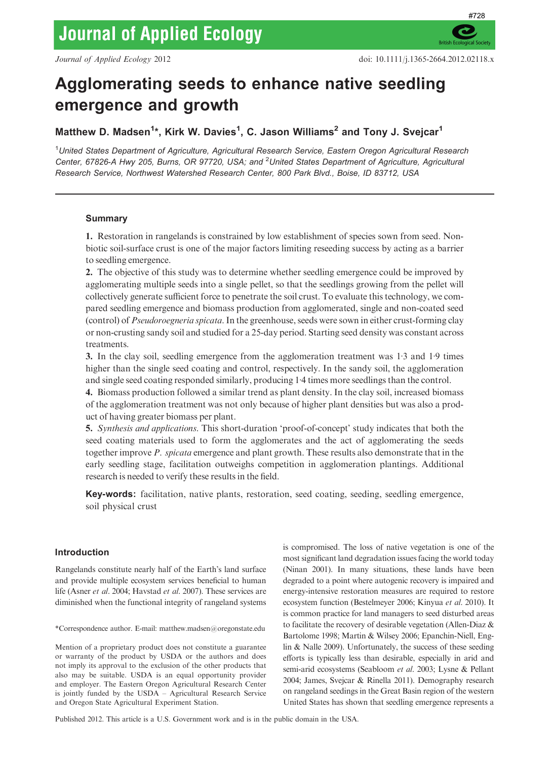# Agglomerating seeds to enhance native seedling emergence and growth

**Matthew D. Madsen[1]*, Kirk W. Davies[1], C. Jason Williams[2] and Tony J. Svejcar[1]**

[1]*United States Department of Agriculture, Agricultural Research Service, Eastern Oregon Agricultural Research Center, 67826-A Hwy 205, Burns, OR 97720, USA; and* [2]*United States Department of Agriculture, Agricultural Research Service, Northwest Watershed Research Center, 800 Park Blvd., Boise, ID 83712, USA*

## Summary

**1.** Restoration in rangelands is constrained by low establishment of species sown from seed. Non-biotic soil-surface crust is one of the major factors limiting reseeding success by acting as a barrier to seedling emergence.

**2.** The objective of this study was to determine whether seedling emergence could be improved by agglomerating multiple seeds into a single pellet, so that the seedlings growing from the pellet will collectively generate sufficient force to penetrate the soil crust. To evaluate this technology, we compared seedling emergence and biomass production from agglomerated, single and non-coated seed (control) of *Pseudoroegneria spicata*. In the greenhouse, seeds were sown in either crust-forming clay or non-crusting sandy soil and studied for a 25-day period. Starting seed density was constant across treatments.

**3.** In the clay soil, seedling emergence from the agglomeration treatment was 1·3 and 1·9 times higher than the single seed coating and control, respectively. In the sandy soil, the agglomeration and single seed coating responded similarly, producing 1·4 times more seedlings than the control.

**4.** Biomass production followed a similar trend as plant density. In the clay soil, increased biomass of the agglomeration treatment was not only because of higher plant densities but was also a product of having greater biomass per plant.

**5.** *Synthesis and applications.* This short-duration 'proof-of-concept' study indicates that both the seed coating materials used to form the agglomerates and the act of agglomerating the seeds together improve *P. spicata* emergence and plant growth. These results also demonstrate that in the early seedling stage, facilitation outweighs competition in agglomeration plantings. Additional research is needed to verify these results in the field.

**Key-words:** facilitation, native plants, restoration, seed coating, seeding, seedling emergence, soil physical crust

## Introduction

Rangelands constitute nearly half of the Earth's land surface and provide multiple ecosystem services beneficial to human life (Asner *et al.* 2004; Havstad *et al.* 2007). These services are diminished when the functional integrity of rangeland systems is compromised. The loss of native vegetation is one of the most significant land degradation issues facing the world today (Ninan 2001). In many situations, these lands have been degraded to a point where autogenic recovery is impaired and energy-intensive restoration measures are required to restore ecosystem function (Bestelmeyer 2006; Kinyua *et al.* 2010). It is common practice for land managers to seed disturbed areas to facilitate the recovery of desirable vegetation (Allen-Diaz & Bartolome 1998; Martin & Wilsey 2006; Epanchin-Niell, Englin & Nalle 2009). Unfortunately, the success of these seeding efforts is typically less than desirable, especially in arid and semi-arid ecosystems (Seabloom *et al.* 2003; Lysne & Pellant 2004; James, Svejcar & Rinella 2011). Demography research on rangeland seedings in the Great Basin region of the western United States has shown that seedling emergence represents a

*Correspondence author. E-mail: matthew.madsen@oregonstate.edu

Mention of a proprietary product does not constitute a guarantee or warranty of the product by USDA or the authors and does not imply its approval to the exclusion of the other products that also may be suitable. USDA is an equal opportunity provider and employer. The Eastern Oregon Agricultural Research Center is jointly funded by the USDA – Agricultural Research Service and Oregon State Agricultural Experiment Station.

Published 2012. This article is a U.S. Government work and is in the public domain in the USA.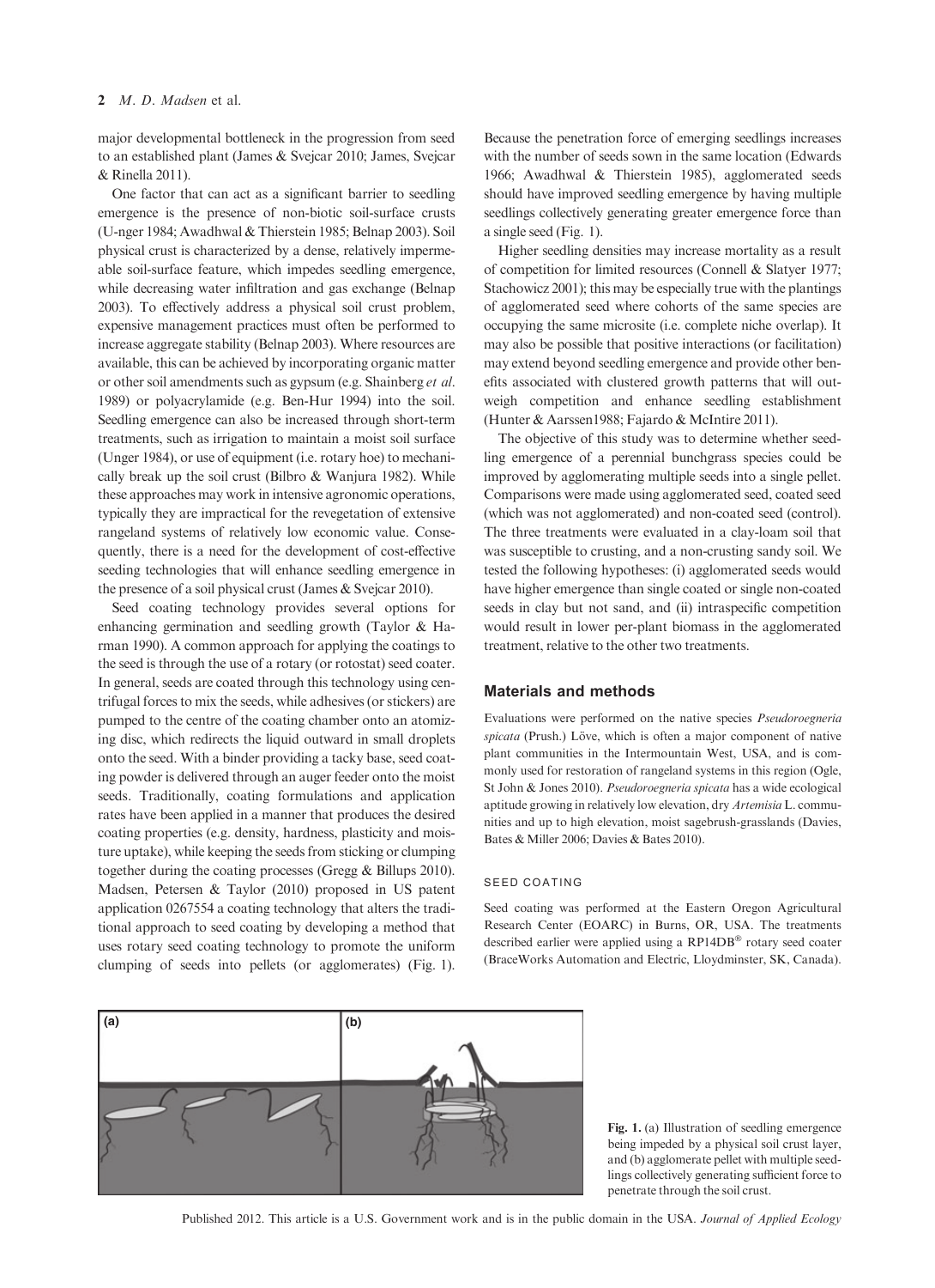major developmental bottleneck in the progression from seed to an established plant (James & Svejcar 2010; James, Svejcar & Rinella 2011).

One factor that can act as a significant barrier to seedling emergence is the presence of non-biotic soil-surface crusts (U-nger 1984; Awadhwal & Thierstein 1985; Belnap 2003). Soil physical crust is characterized by a dense, relatively impermeable soil-surface feature, which impedes seedling emergence, while decreasing water infiltration and gas exchange (Belnap 2003). To effectively address a physical soil crust problem, expensive management practices must often be performed to increase aggregate stability (Belnap 2003). Where resources are available, this can be achieved by incorporating organic matter or other soil amendments such as gypsum (e.g. Shainberg *et al.* 1989) or polyacrylamide (e.g. Ben-Hur 1994) into the soil. Seedling emergence can also be increased through short-term treatments, such as irrigation to maintain a moist soil surface (Unger 1984), or use of equipment (i.e. rotary hoe) to mechanically break up the soil crust (Bilbro & Wanjura 1982). While these approaches may work in intensive agronomic operations, typically they are impractical for the revegetation of extensive rangeland systems of relatively low economic value. Consequently, there is a need for the development of cost-effective seeding technologies that will enhance seedling emergence in the presence of a soil physical crust (James & Svejcar 2010).

Seed coating technology provides several options for enhancing germination and seedling growth (Taylor & Harman 1990). A common approach for applying the coatings to the seed is through the use of a rotary (or rotostat) seed coater. In general, seeds are coated through this technology using centrifugal forces to mix the seeds, while adhesives (or stickers) are pumped to the centre of the coating chamber onto an atomizing disc, which redirects the liquid outward in small droplets onto the seed. With a binder providing a tacky base, seed coating powder is delivered through an auger feeder onto the moist seeds. Traditionally, coating formulations and application rates have been applied in a manner that produces the desired coating properties (e.g. density, hardness, plasticity and moisture uptake), while keeping the seeds from sticking or clumping together during the coating processes (Gregg & Billups 2010). Madsen, Petersen & Taylor (2010) proposed in US patent application 0267554 a coating technology that alters the traditional approach to seed coating by developing a method that uses rotary seed coating technology to promote the uniform clumping of seeds into pellets (or agglomerates) (Fig. 1). Because the penetration force of emerging seedlings increases with the number of seeds sown in the same location (Edwards 1966; Awadhwal & Thierstein 1985), agglomerated seeds should have improved seedling emergence by having multiple seedlings collectively generating greater emergence force than a single seed (Fig. 1).

Higher seedling densities may increase mortality as a result of competition for limited resources (Connell & Slatyer 1977; Stachowicz 2001); this may be especially true with the plantings of agglomerated seed where cohorts of the same species are occupying the same microsite (i.e. complete niche overlap). It may also be possible that positive interactions (or facilitation) may extend beyond seedling emergence and provide other benefits associated with clustered growth patterns that will outweigh competition and enhance seedling establishment (Hunter & Aarssen1988; Fajardo & McIntire 2011).

The objective of this study was to determine whether seedling emergence of a perennial bunchgrass species could be improved by agglomerating multiple seeds into a single pellet. Comparisons were made using agglomerated seed, coated seed (which was not agglomerated) and non-coated seed (control). The three treatments were evaluated in a clay-loam soil that was susceptible to crusting, and a non-crusting sandy soil. We tested the following hypotheses: (i) agglomerated seeds would have higher emergence than single coated or single non-coated seeds in clay but not sand, and (ii) intraspecific competition would result in lower per-plant biomass in the agglomerated treatment, relative to the other two treatments.

## Materials and methods

Evaluations were performed on the native species *Pseudoroegneria spicata* (Prush.) Löve, which is often a major component of native plant communities in the Intermountain West, USA, and is commonly used for restoration of rangeland systems in this region (Ogle, St John & Jones 2010). *Pseudoroegneria spicata* has a wide ecological aptitude growing in relatively low elevation, dry *Artemisia* L. communities and up to high elevation, moist sagebrush-grasslands (Davies, Bates & Miller 2006; Davies & Bates 2010).

### SEED COATING

Seed coating was performed at the Eastern Oregon Agricultural Research Center (EOARC) in Burns, OR, USA. The treatments described earlier were applied using a RP14DB® rotary seed coater (BraceWorks Automation and Electric, Lloydminster, SK, Canada).

**Fig. 1.** (a) Illustration of seedling emergence being impeded by a physical soil crust layer, and (b) agglomerate pellet with multiple seedlings collectively generating sufficient force to penetrate through the soil crust.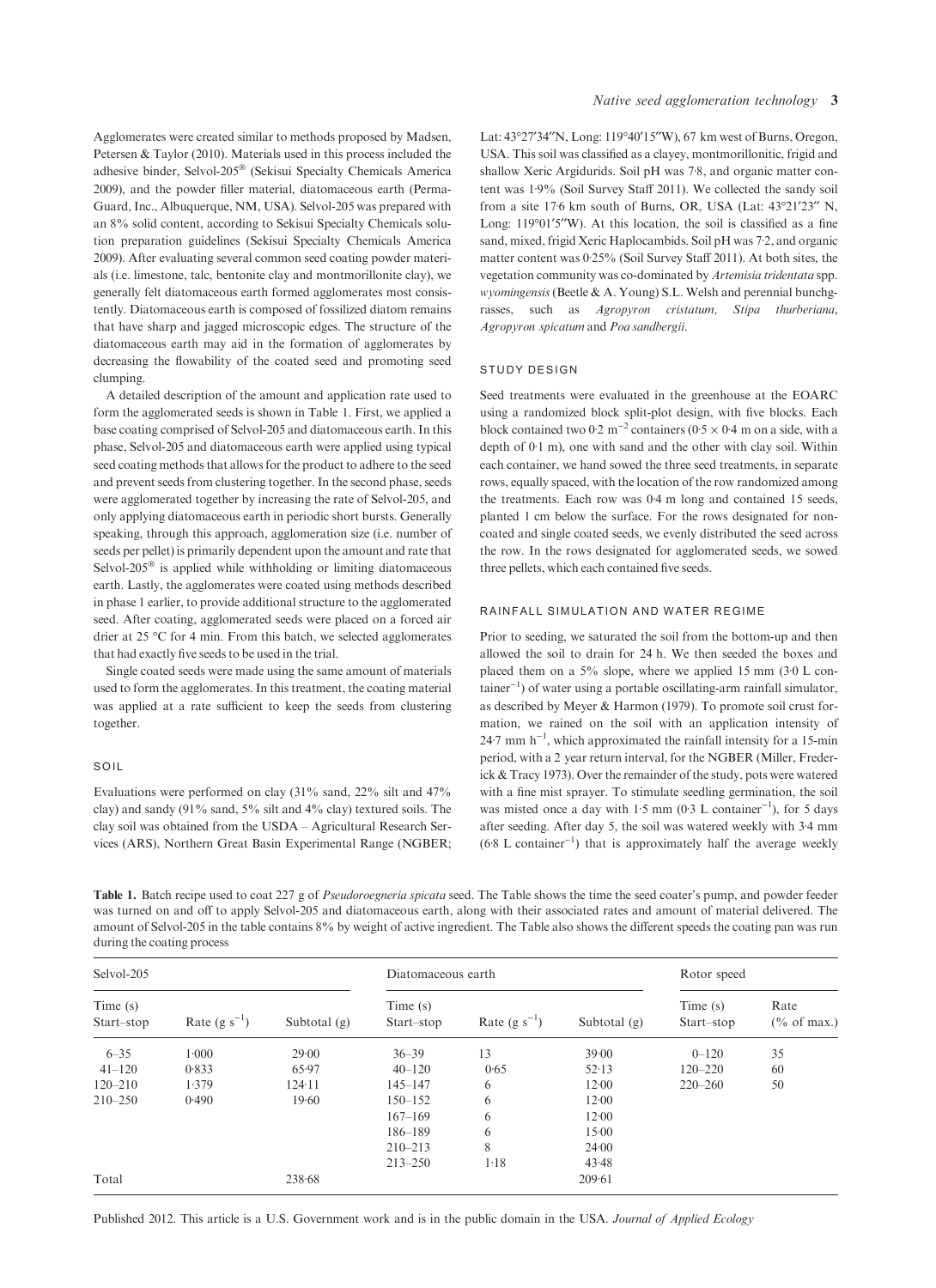Agglomerates were created similar to methods proposed by Madsen, Petersen & Taylor (2010). Materials used in this process included the adhesive binder, Selvol-205® (Sekisui Specialty Chemicals America 2009), and the powder filler material, diatomaceous earth (Perma-Guard, Inc., Albuquerque, NM, USA). Selvol-205 was prepared with an 8% solid content, according to Sekisui Specialty Chemicals solution preparation guidelines (Sekisui Specialty Chemicals America 2009). After evaluating several common seed coating powder materials (i.e. limestone, talc, bentonite clay and montmorillonite clay), we generally felt diatomaceous earth formed agglomerates most consistently. Diatomaceous earth is composed of fossilized diatom remains that have sharp and jagged microscopic edges. The structure of the diatomaceous earth may aid in the formation of agglomerates by decreasing the flowability of the coated seed and promoting seed clumping.

A detailed description of the amount and application rate used to form the agglomerated seeds is shown in Table 1. First, we applied a base coating comprised of Selvol-205 and diatomaceous earth. In this phase, Selvol-205 and diatomaceous earth were applied using typical seed coating methods that allows for the product to adhere to the seed and prevent seeds from clustering together. In the second phase, seeds were agglomerated together by increasing the rate of Selvol-205, and only applying diatomaceous earth in periodic short bursts. Generally speaking, through this approach, agglomeration size (i.e. number of seeds per pellet) is primarily dependent upon the amount and rate that Selvol-205® is applied while withholding or limiting diatomaceous earth. Lastly, the agglomerates were coated using methods described in phase 1 earlier, to provide additional structure to the agglomerated seed. After coating, agglomerated seeds were placed on a forced air drier at 25 °C for 4 min. From this batch, we selected agglomerates that had exactly five seeds to be used in the trial.

Single coated seeds were made using the same amount of materials used to form the agglomerates. In this treatment, the coating material was applied at a rate sufficient to keep the seeds from clustering together.

### SOIL

Evaluations were performed on clay (31% sand, 22% silt and 47% clay) and sandy (91% sand, 5% silt and 4% clay) textured soils. The clay soil was obtained from the USDA – Agricultural Research Services (ARS), Northern Great Basin Experimental Range (NGBER; Lat: 43°27′34″N, Long: 119°40′15″W), 67 km west of Burns, Oregon, USA. This soil was classified as a clayey, montmorillonitic, frigid and shallow Xeric Argidurids. Soil pH was 7·8, and organic matter content was 1·9% (Soil Survey Staff 2011). We collected the sandy soil from a site 17·6 km south of Burns, OR, USA (Lat: 43°21′23″ N, Long: 119°01′5″W). At this location, the soil is classified as a fine sand, mixed, frigid Xeric Haplocambids. Soil pH was 7·2, and organic matter content was 0·25% (Soil Survey Staff 2011). At both sites, the vegetation community was co-dominated by *Artemisia tridentata* spp. *wyomingensis* (Beetle & A. Young) S.L. Welsh and perennial bunchgrasses, such as *Agropyron cristatum*, *Stipa thurberiana*, *Agropyron spicatum* and *Poa sandbergii*.

### STUDY DESIGN

Seed treatments were evaluated in the greenhouse at the EOARC using a randomized block split-plot design, with five blocks. Each block contained two 0·2 $m^{-2}$ containers (0·5 × 0·4 m on a side, with a depth of 0·1 m), one with sand and the other with clay soil. Within each container, we hand sowed the three seed treatments, in separate rows, equally spaced, with the location of the row randomized among the treatments. Each row was 0·4 m long and contained 15 seeds, planted 1 cm below the surface. For the rows designated for non-coated and single coated seeds, we evenly distributed the seed across the row. In the rows designated for agglomerated seeds, we sowed three pellets, which each contained five seeds.

### RAINFALL SIMULATION AND WATER REGIME

Prior to seeding, we saturated the soil from the bottom-up and then allowed the soil to drain for 24 h. We then seeded the boxes and placed them on a 5% slope, where we applied 15 mm (3·0 L container$^{-1}$) of water using a portable oscillating-arm rainfall simulator, as described by Meyer & Harmon (1979). To promote soil crust formation, we rained on the soil with an application intensity of 24·7 mm h$^{-1}$, which approximated the rainfall intensity for a 15-min period, with a 2 year return interval, for the NGBER (Miller, Frederick & Tracy 1973). Over the remainder of the study, pots were watered with a fine mist sprayer. To stimulate seedling germination, the soil was misted once a day with 1·5 mm (0·3 L container$^{-1}$), for 5 days after seeding. After day 5, the soil was watered weekly with 3·4 mm (6·8 L container$^{-1}$) that is approximately half the average weekly

**Table 1.** Batch recipe used to coat 227 g of *Pseudoroegneria spicata* seed. The Table shows the time the seed coater's pump, and powder feeder was turned on and off to apply Selvol-205 and diatomaceous earth, along with their associated rates and amount of material delivered. The amount of Selvol-205 in the table contains 8% by weight of active ingredient. The Table also shows the different speeds the coating pan was run during the coating process

| Selvol-205 | | | Diatomaceous earth | | | Rotor speed | |
|---|---|---|---|---|---|---|---|
| Time (s) Start–stop | Rate (g s$^{-1}$) | Subtotal (g) | Time (s) Start–stop | Rate (g s$^{-1}$) | Subtotal (g) | Time (s) Start–stop | Rate (% of max.) |
| 6–35 | 1·000 | 29·00 | 36–39 | 13 | 39·00 | 0–120 | 35 |
| 41–120 | 0·833 | 65·97 | 40–120 | 0·65 | 52·13 | 120–220 | 60 |
| 120–210 | 1·379 | 124·11 | 145–147 | 6 | 12·00 | 220–260 | 50 |
| 210–250 | 0·490 | 19·60 | 150–152 | 6 | 12·00 | | |
| | | | 167–169 | 6 | 12·00 | | |
| | | | 186–189 | 6 | 15·00 | | |
| | | | 210–213 | 8 | 24·00 | | |
| | | | 213–250 | 1·18 | 43·48 | | |
| Total | | 238·68 | | | 209·61 | | |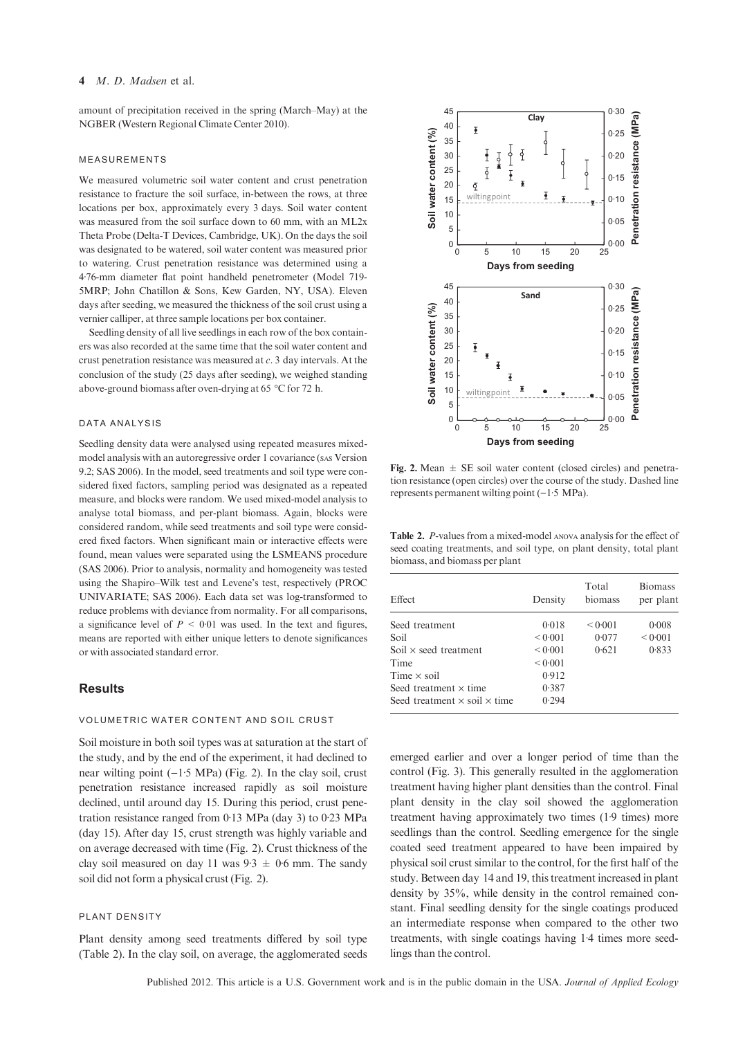amount of precipitation received in the spring (March–May) at the NGBER (Western Regional Climate Center 2010).

### MEASUREMENTS

We measured volumetric soil water content and crust penetration resistance to fracture the soil surface, in-between the rows, at three locations per box, approximately every 3 days. Soil water content was measured from the soil surface down to 60 mm, with an ML2x Theta Probe (Delta-T Devices, Cambridge, UK). On the days the soil was designated to be watered, soil water content was measured prior to watering. Crust penetration resistance was determined using a 4·76-mm diameter flat point handheld penetrometer (Model 719-5MRP; John Chatillon & Sons, Kew Garden, NY, USA). Eleven days after seeding, we measured the thickness of the soil crust using a vernier calliper, at three sample locations per box container.

Seedling density of all live seedlings in each row of the box containers was also recorded at the same time that the soil water content and crust penetration resistance was measured at *c*. 3 day intervals. At the conclusion of the study (25 days after seeding), we weighed standing above-ground biomass after oven-drying at 65 °C for 72 h.

### DATA ANALYSIS

Seedling density data were analysed using repeated measures mixed-model analysis with an autoregressive order 1 covariance (SAS Version 9.2; SAS 2006). In the model, seed treatments and soil type were considered fixed factors, sampling period was designated as a repeated measure, and blocks were random. We used mixed-model analysis to analyse total biomass, and per-plant biomass. Again, blocks were considered random, while seed treatments and soil type were considered fixed factors. When significant main or interactive effects were found, mean values were separated using the LSMEANS procedure (SAS 2006). Prior to analysis, normality and homogeneity was tested using the Shapiro–Wilk test and Levene's test, respectively (PROC UNIVARIATE; SAS 2006). Each data set was log-transformed to reduce problems with deviance from normality. For all comparisons, a significance level of $P < 0·01$ was used. In the text and figures, means are reported with either unique letters to denote significances or with associated standard error.

## Results

### VOLUMETRIC WATER CONTENT AND SOIL CRUST

Soil moisture in both soil types was at saturation at the start of the study, and by the end of the experiment, it had declined to near wilting point (−1·5 MPa) (Fig. 2). In the clay soil, crust penetration resistance increased rapidly as soil moisture declined, until around day 15. During this period, crust penetration resistance ranged from 0·13 MPa (day 3) to 0·23 MPa (day 15). After day 15, crust strength was highly variable and on average decreased with time (Fig. 2). Crust thickness of the clay soil measured on day 11 was $9·3 \pm 0·6$ mm. The sandy soil did not form a physical crust (Fig. 2).

### PLANT DENSITY

Plant density among seed treatments differed by soil type (Table 2). In the clay soil, on average, the agglomerated seeds emerged earlier and over a longer period of time than the control (Fig. 3). This generally resulted in the agglomeration treatment having higher plant densities than the control. Final plant density in the clay soil showed the agglomeration treatment having approximately two times (1·9 times) more seedlings than the control. Seedling emergence for the single coated seed treatment appeared to have been impaired by physical soil crust similar to the control, for the first half of the study. Between day 14 and 19, this treatment increased in plant density by 35%, while density in the control remained constant. Final seedling density for the single coatings produced an intermediate response when compared to the other two treatments, with single coatings having 1·4 times more seedlings than the control.

**Fig. 2.** Mean ± SE soil water content (closed circles) and penetration resistance (open circles) over the course of the study. Dashed line represents permanent wilting point (−1·5 MPa).

**Table 2.** *P*-values from a mixed-model ANOVA analysis for the effect of seed coating treatments, and soil type, on plant density, total plant biomass, and biomass per plant

| Effect | Density | Total biomass | Biomass per plant |
|---|---|---|---|
| Seed treatment | 0·018 | < 0·001 | 0·008 |
| Soil | < 0·001 | 0·077 | < 0·001 |
| Soil × seed treatment | < 0·001 | 0·621 | 0·833 |
| Time | < 0·001 | | |
| Time × soil | 0·912 | | |
| Seed treatment × time | 0·387 | | |
| Seed treatment × soil × time | 0·294 | | |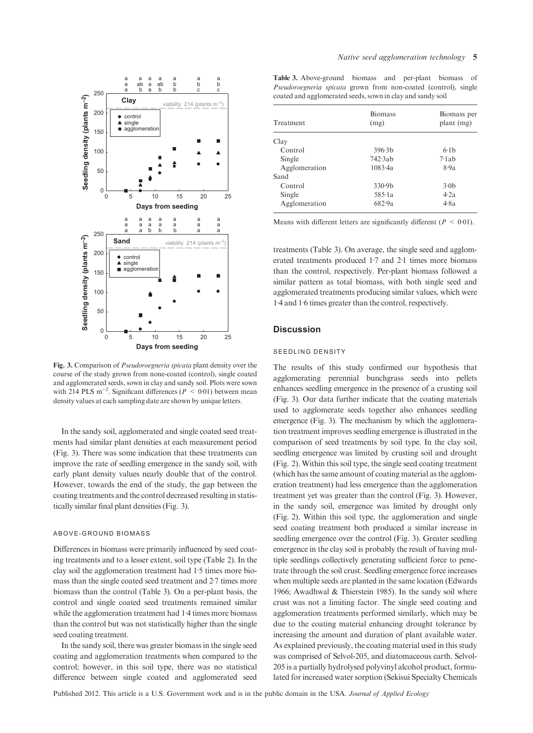Fig. 3. Comparison of *Pseudoroegneria spicata* plant density over the course of the study grown from none-coated (control), single coated and agglomerated seeds, sown in clay and sandy soil. Plots were sown with 214 PLS m$^{-2}$. Significant differences ($P$ < 0·01) between mean density values at each sampling date are shown by unique letters.

In the sandy soil, agglomerated and single coated seed treatments had similar plant densities at each measurement period (Fig. 3). There was some indication that these treatments can improve the rate of seedling emergence in the sandy soil, with early plant density values nearly double that of the control. However, towards the end of the study, the gap between the coating treatments and the control decreased resulting in statistically similar final plant densities (Fig. 3).

### ABOVE-GROUND BIOMASS

Differences in biomass were primarily influenced by seed coating treatments and to a lesser extent, soil type (Table 2). In the clay soil the agglomeration treatment had 1·5 times more biomass than the single coated seed treatment and 2·7 times more biomass than the control (Table 3). On a per-plant basis, the control and single coated seed treatments remained similar while the agglomeration treatment had 1·4 times more biomass than the control but was not statistically higher than the single seed coating treatment.

In the sandy soil, there was greater biomass in the single seed coating and agglomeration treatments when compared to the control; however, in this soil type, there was no statistical difference between single coated and agglomerated seed treatments (Table 3). On average, the single seed and agglomerated treatments produced 1·7 and 2·1 times more biomass than the control, respectively. Per-plant biomass followed a similar pattern as total biomass, with both single seed and agglomerated treatments producing similar values, which were 1·4 and 1·6 times greater than the control, respectively.

**Table 3.** Above-ground biomass and per-plant biomass of *Pseudoroegneria spicata* grown from non-coated (control), single coated and agglomerated seeds, sown in clay and sandy soil

| Treatment | Biomass (mg) | Biomass per plant (mg) |
|---|---|---|
| Clay | | |
| Control | 396·3b | 6·1b |
| Single | 742·3ab | 7·1ab |
| Agglomeration | 1083·4a | 8·9a |
| Sand | | |
| Control | 330·9b | 3·0b |
| Single | 585·1a | 4·2a |
| Agglomeration | 682·9a | 4·8a |

Means with different letters are significantly different ($P$ < 0·01).

## Discussion

### SEEDLING DENSITY

The results of this study confirmed our hypothesis that agglomerating perennial bunchgrass seeds into pellets enhances seedling emergence in the presence of a crusting soil (Fig. 3). Our data further indicate that the coating materials used to agglomerate seeds together also enhances seedling emergence (Fig. 3). The mechanism by which the agglomeration treatment improves seedling emergence is illustrated in the comparison of seed treatments by soil type. In the clay soil, seedling emergence was limited by crusting soil and drought (Fig. 2). Within this soil type, the single seed coating treatment (which has the same amount of coating material as the agglomeration treatment) had less emergence than the agglomeration treatment yet was greater than the control (Fig. 3). However, in the sandy soil, emergence was limited by drought only (Fig. 2). Within this soil type, the agglomeration and single seed coating treatment both produced a similar increase in seedling emergence over the control (Fig. 3). Greater seedling emergence in the clay soil is probably the result of having multiple seedlings collectively generating sufficient force to penetrate through the soil crust. Seedling emergence force increases when multiple seeds are planted in the same location (Edwards 1966; Awadhwal & Thierstein 1985). In the sandy soil where crust was not a limiting factor. The single seed coating and agglomeration treatments performed similarly, which may be due to the coating material enhancing drought tolerance by increasing the amount and duration of plant available water. As explained previously, the coating material used in this study was comprised of Selvol-205, and diatomaceous earth. Selvol-205 is a partially hydrolysed polyvinyl alcohol product, formulated for increased water sorption (Sekisui Specialty Chemicals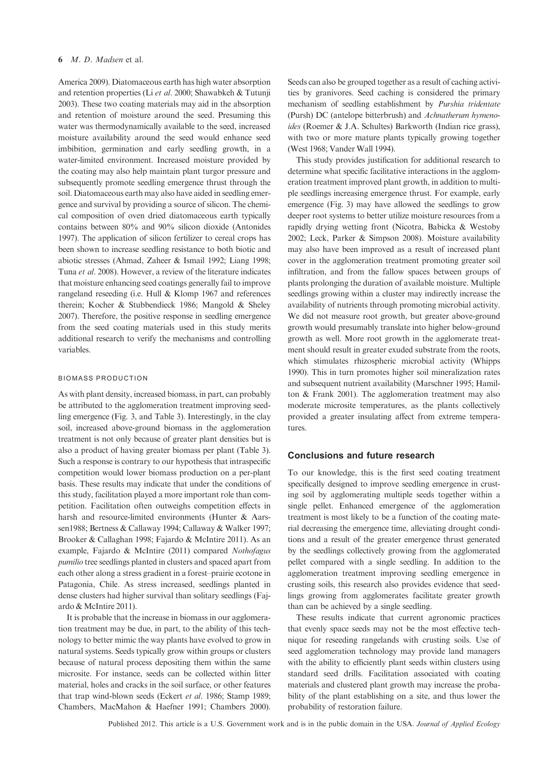America 2009). Diatomaceous earth has high water absorption and retention properties (Li *et al*. 2000; Shawabkeh & Tutunji 2003). These two coating materials may aid in the absorption and retention of moisture around the seed. Presuming this water was thermodynamically available to the seed, increased moisture availability around the seed would enhance seed imbibition, germination and early seedling growth, in a water-limited environment. Increased moisture provided by the coating may also help maintain plant turgor pressure and subsequently promote seedling emergence thrust through the soil. Diatomaceous earth may also have aided in seedling emergence and survival by providing a source of silicon. The chemical composition of oven dried diatomaceous earth typically contains between 80% and 90% silicon dioxide (Antonides 1997). The application of silicon fertilizer to cereal crops has been shown to increase seedling resistance to both biotic and abiotic stresses (Ahmad, Zaheer & Ismail 1992; Liang 1998; Tuna *et al*. 2008). However, a review of the literature indicates that moisture enhancing seed coatings generally fail to improve rangeland reseeding (i.e. Hull & Klomp 1967 and references therein; Kocher & Stubbendieck 1986; Mangold & Sheley 2007). Therefore, the positive response in seedling emergence from the seed coating materials used in this study merits additional research to verify the mechanisms and controlling variables.

### BIOMASS PRODUCTION

As with plant density, increased biomass, in part, can probably be attributed to the agglomeration treatment improving seedling emergence (Fig. 3, and Table 3). Interestingly, in the clay soil, increased above-ground biomass in the agglomeration treatment is not only because of greater plant densities but is also a product of having greater biomass per plant (Table 3). Such a response is contrary to our hypothesis that intraspecific competition would lower biomass production on a per-plant basis. These results may indicate that under the conditions of this study, facilitation played a more important role than competition. Facilitation often outweighs competition effects in harsh and resource-limited environments (Hunter & Aarssen1988; Bertness & Callaway 1994; Callaway & Walker 1997; Brooker & Callaghan 1998; Fajardo & McIntire 2011). As an example, Fajardo & McIntire (2011) compared *Nothofagus pumilio* tree seedlings planted in clusters and spaced apart from each other along a stress gradient in a forest–prairie ecotone in Patagonia, Chile. As stress increased, seedlings planted in dense clusters had higher survival than solitary seedlings (Fajardo & McIntire 2011).

It is probable that the increase in biomass in our agglomeration treatment may be due, in part, to the ability of this technology to better mimic the way plants have evolved to grow in natural systems. Seeds typically grow within groups or clusters because of natural process depositing them within the same microsite. For instance, seeds can be collected within litter material, holes and cracks in the soil surface, or other features that trap wind-blown seeds (Eckert *et al*. 1986; Stamp 1989; Chambers, MacMahon & Haefner 1991; Chambers 2000). Seeds can also be grouped together as a result of caching activities by granivores. Seed caching is considered the primary mechanism of seedling establishment by *Purshia tridentate* (Pursh) DC (antelope bitterbrush) and *Achnatherum hymenoides* (Roemer & J.A. Schultes) Barkworth (Indian rice grass), with two or more mature plants typically growing together (West 1968; Vander Wall 1994).

This study provides justification for additional research to determine what specific facilitative interactions in the agglomeration treatment improved plant growth, in addition to multiple seedlings increasing emergence thrust. For example, early emergence (Fig. 3) may have allowed the seedlings to grow deeper root systems to better utilize moisture resources from a rapidly drying wetting front (Nicotra, Babicka & Westoby 2002; Leck, Parker & Simpson 2008). Moisture availability may also have been improved as a result of increased plant cover in the agglomeration treatment promoting greater soil infiltration, and from the fallow spaces between groups of plants prolonging the duration of available moisture. Multiple seedlings growing within a cluster may indirectly increase the availability of nutrients through promoting microbial activity. We did not measure root growth, but greater above-ground growth would presumably translate into higher below-ground growth as well. More root growth in the agglomerate treatment should result in greater exuded substrate from the roots, which stimulates rhizospheric microbial activity (Whipps 1990). This in turn promotes higher soil mineralization rates and subsequent nutrient availability (Marschner 1995; Hamilton & Frank 2001). The agglomeration treatment may also moderate microsite temperatures, as the plants collectively provided a greater insulating affect from extreme temperatures.

## Conclusions and future research

To our knowledge, this is the first seed coating treatment specifically designed to improve seedling emergence in crusting soil by agglomerating multiple seeds together within a single pellet. Enhanced emergence of the agglomeration treatment is most likely to be a function of the coating material decreasing the emergence time, alleviating drought conditions and a result of the greater emergence thrust generated by the seedlings collectively growing from the agglomerated pellet compared with a single seedling. In addition to the agglomeration treatment improving seedling emergence in crusting soils, this research also provides evidence that seedlings growing from agglomerates facilitate greater growth than can be achieved by a single seedling.

These results indicate that current agronomic practices that evenly space seeds may not be the most effective technique for reseeding rangelands with crusting soils. Use of seed agglomeration technology may provide land managers with the ability to efficiently plant seeds within clusters using standard seed drills. Facilitation associated with coating materials and clustered plant growth may increase the probability of the plant establishing on a site, and thus lower the probability of restoration failure.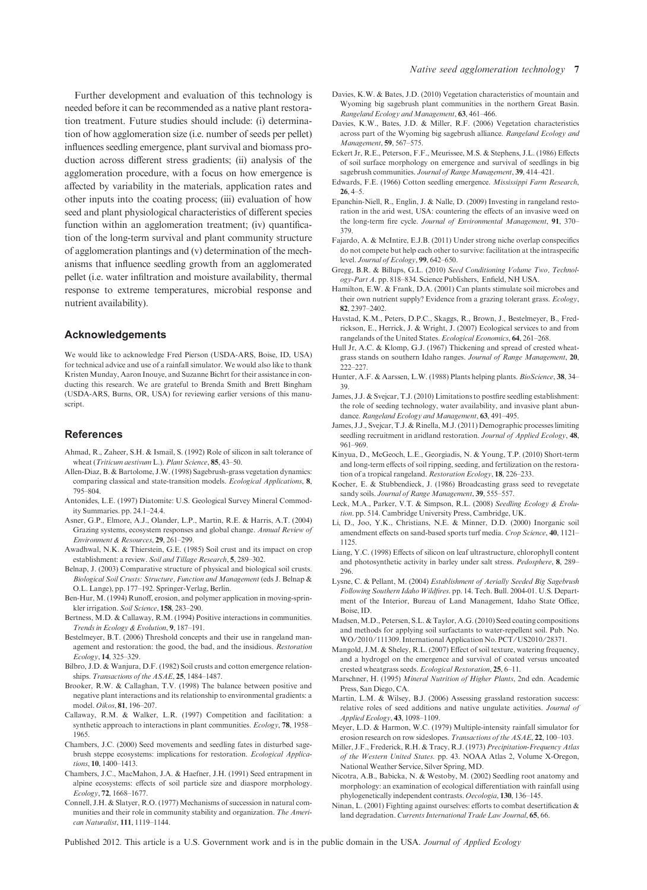Further development and evaluation of this technology is needed before it can be recommended as a native plant restoration treatment. Future studies should include: (i) determination of how agglomeration size (i.e. number of seeds per pellet) influences seedling emergence, plant survival and biomass production across different stress gradients; (ii) analysis of the agglomeration procedure, with a focus on how emergence is affected by variability in the materials, application rates and other inputs into the coating process; (iii) evaluation of how seed and plant physiological characteristics of different species function within an agglomeration treatment; (iv) quantification of the long-term survival and plant community structure of agglomeration plantings and (v) determination of the mechanisms that influence seedling growth from an agglomerated pellet (i.e. water infiltration and moisture availability, thermal response to extreme temperatures, microbial response and nutrient availability).

## Acknowledgements

We would like to acknowledge Fred Pierson (USDA-ARS, Boise, ID, USA) for technical advice and use of a rainfall simulator. We would also like to thank Kristen Munday, Aaron Inouye, and Suzanne Bichrt for their assistance in conducting this research. We are grateful to Brenda Smith and Brett Bingham (USDA-ARS, Burns, OR, USA) for reviewing earlier versions of this manuscript.

## References

Ahmad, R., Zaheer, S.H. & Ismail, S. (1992) Role of silicon in salt tolerance of wheat (*Triticum aestivum* L.). *Plant Science*, **85**, 43–50.

Allen-Diaz, B. & Bartolome, J.W. (1998) Sagebrush-grass vegetation dynamics: comparing classical and state-transition models. *Ecological Applications*, **8**, 795–804.

Antonides, L.E. (1997) Diatomite: U.S. Geological Survey Mineral Commodity Summaries. pp. 24.1–24.4.

Asner, G.P., Elmore, A.J., Olander, L.P., Martin, R.E. & Harris, A.T. (2004) Grazing systems, ecosystem responses and global change. *Annual Review of Environment & Resources*, **29**, 261–299.

Awadhwal, N.K. & Thierstein, G.E. (1985) Soil crust and its impact on crop establishment: a review. *Soil and Tillage Research*, **5**, 289–302.

Belnap, J. (2003) Comparative structure of physical and biological soil crusts. *Biological Soil Crusts: Structure, Function and Management* (eds J. Belnap & O.L. Lange), pp. 177–192. Springer-Verlag, Berlin.

Ben-Hur, M. (1994) Runoff, erosion, and polymer application in moving-sprinkler irrigation. *Soil Science*, **158**, 283–290.

Bertness, M.D. & Callaway, R.M. (1994) Positive interactions in communities. *Trends in Ecology & Evolution*, **9**, 187–191.

Bestelmeyer, B.T. (2006) Threshold concepts and their use in rangeland management and restoration: the good, the bad, and the insidious. *Restoration Ecology*, **14**, 325–329.

Bilbro, J.D. & Wanjura, D.F. (1982) Soil crusts and cotton emergence relationships. *Transactions of the ASAE*, **25**, 1484–1487.

Brooker, R.W. & Callaghan, T.V. (1998) The balance between positive and negative plant interactions and its relationship to environmental gradients: a model. *Oikos*, **81**, 196–207.

Callaway, R.M. & Walker, L.R. (1997) Competition and facilitation: a synthetic approach to interactions in plant communities. *Ecology*, **78**, 1958–1965.

Chambers, J.C. (2000) Seed movements and seedling fates in disturbed sagebrush steppe ecosystems: implications for restoration. *Ecological Applications*, **10**, 1400–1413.

Chambers, J.C., MacMahon, J.A. & Haefner, J.H. (1991) Seed entrapment in alpine ecosystems: effects of soil particle size and diaspore morphology. *Ecology*, **72**, 1668–1677.

Connell, J.H. & Slatyer, R.O. (1977) Mechanisms of succession in natural communities and their role in community stability and organization. *The American Naturalist*, **111**, 1119–1144.

Davies, K.W. & Bates, J.D. (2010) Vegetation characteristics of mountain and Wyoming big sagebrush plant communities in the northern Great Basin. *Rangeland Ecology and Management*, **63**, 461–466.

Davies, K.W., Bates, J.D. & Miller, R.F. (2006) Vegetation characteristics across part of the Wyoming big sagebrush alliance. *Rangeland Ecology and Management*, **59**, 567–575.

Eckert Jr, R.E., Peterson, F.F., Meurissee, M.S. & Stephens, J.L. (1986) Effects of soil surface morphology on emergence and survival of seedlings in big sagebrush communities. *Journal of Range Management*, **39**, 414–421.

Edwards, F.E. (1966) Cotton seedling emergence. *Mississippi Farm Research*, **26**, 4–5.

Epanchin-Niell, R., Englin, J. & Nalle, D. (2009) Investing in rangeland restoration in the arid west, USA: countering the effects of an invasive weed on the long-term fire cycle. *Journal of Environmental Management*, **91**, 370–379.

Fajardo, A. & McIntire, E.J.B. (2011) Under strong niche overlap conspecifics do not compete but help each other to survive: facilitation at the intraspecific level. *Journal of Ecology*, **99**, 642–650.

Gregg, B.R. & Billups, G.L. (2010) *Seed Conditioning Volume Two, Technology-Part A*. pp. 818–834. Science Publishers, Enfield, NH USA.

Hamilton, E.W. & Frank, D.A. (2001) Can plants stimulate soil microbes and their own nutrient supply? Evidence from a grazing tolerant grass. *Ecology*, **82**, 2397–2402.

Havstad, K.M., Peters, D.P.C., Skaggs, R., Brown, J., Bestelmeyer, B., Fredrickson, E., Herrick, J. & Wright, J. (2007) Ecological services to and from rangelands of the United States. *Ecological Economics*, **64**, 261–268.

Hull Jr, A.C. & Klomp, G.J. (1967) Thickening and spread of crested wheatgrass stands on southern Idaho ranges. *Journal of Range Management*, **20**, 222–227.

Hunter, A.F. & Aarssen, L.W. (1988) Plants helping plants. *BioScience*, **38**, 34–39.

James, J.J. & Svejcar, T.J. (2010) Limitations to postfire seedling establishment: the role of seeding technology, water availability, and invasive plant abundance. *Rangeland Ecology and Management*, **63**, 491–495.

James, J.J., Svejcar, T.J. & Rinella, M.J. (2011) Demographic processes limiting seedling recruitment in aridland restoration. *Journal of Applied Ecology*, **48**, 961–969.

Kinyua, D., McGeoch, L.E., Georgiadis, N. & Young, T.P. (2010) Short-term and long-term effects of soil ripping, seeding, and fertilization on the restoration of a tropical rangeland. *Restoration Ecology*, **18**, 226–233.

Kocher, E. & Stubbendieck, J. (1986) Broadcasting grass seed to revegetate sandy soils. *Journal of Range Management*, **39**, 555–557.

Leck, M.A., Parker, V.T. & Simpson, R.L. (2008) *Seedling Ecology & Evolution*. pp. 514. Cambridge University Press, Cambridge, UK.

Li, D., Joo, Y.K., Christians, N.E. & Minner, D.D. (2000) Inorganic soil amendment effects on sand-based sports turf media. *Crop Science*, **40**, 1121–1125.

Liang, Y.C. (1998) Effects of silicon on leaf ultrastructure, chlorophyll content and photosynthetic activity in barley under salt stress. *Pedosphere*, **8**, 289–296.

Lysne, C. & Pellant, M. (2004) *Establishment of Aerially Seeded Big Sagebrush Following Southern Idaho Wildfires*. pp. 14. Tech. Bull. 2004-01. U.S. Department of the Interior, Bureau of Land Management, Idaho State Office, Boise, ID.

Madsen, M.D., Petersen, S.L. & Taylor, A.G. (2010) Seed coating compositions and methods for applying soil surfactants to water-repellent soil. Pub. No. WO/2010/111309. International Application No. PCT/US2010/28371.

Mangold, J.M. & Sheley, R.L. (2007) Effect of soil texture, watering frequency, and a hydrogel on the emergence and survival of coated versus uncoated crested wheatgrass seeds. *Ecological Restoration*, **25**, 6–11.

Marschner, H. (1995) *Mineral Nutrition of Higher Plants*, 2nd edn. Academic Press, San Diego, CA.

Martin, L.M. & Wilsey, B.J. (2006) Assessing grassland restoration success: relative roles of seed additions and native ungulate activities. *Journal of Applied Ecology*, **43**, 1098–1109.

Meyer, L.D. & Harmon, W.C. (1979) Multiple-intensity rainfall simulator for erosion research on row sideslopes. *Transactions of the ASAE*, **22**, 100–103.

Miller, J.F., Frederick, R.H. & Tracy, R.J. (1973) *Precipitation-Frequency Atlas of the Western United States*. pp. 43. NOAA Atlas 2, Volume X-Oregon, National Weather Service, Silver Spring, MD.

Nicotra, A.B., Babicka, N. & Westoby, M. (2002) Seedling root anatomy and morphology: an examination of ecological differentiation with rainfall using phylogenetically independent contrasts. *Oecologia*, **130**, 136–145.

Ninan, L. (2001) Fighting against ourselves: efforts to combat desertification & land degradation. *Currents International Trade Law Journal*, **65**, 66.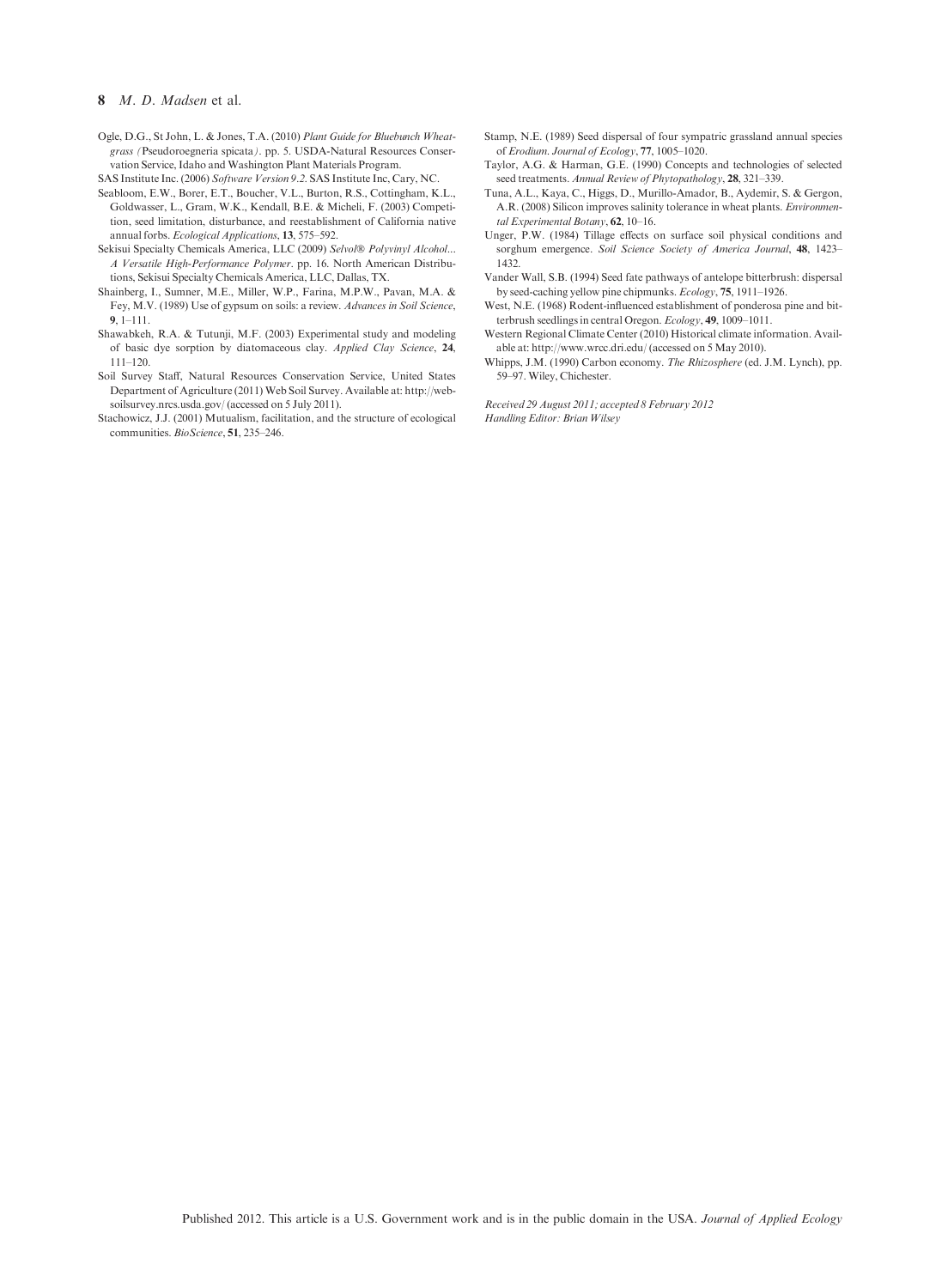Ogle, D.G., St John, L. & Jones, T.A. (2010) *Plant Guide for Bluebunch Wheatgrass (*Pseudoroegneria spicata*)*. pp. 5. USDA-Natural Resources Conservation Service, Idaho and Washington Plant Materials Program.

SAS Institute Inc. (2006) *Software Version 9.2*. SAS Institute Inc, Cary, NC.

Seabloom, E.W., Borer, E.T., Boucher, V.L., Burton, R.S., Cottingham, K.L., Goldwasser, L., Gram, W.K., Kendall, B.E. & Micheli, F. (2003) Competition, seed limitation, disturbance, and reestablishment of California native annual forbs. *Ecological Applications*, **13**, 575–592.

Sekisui Specialty Chemicals America, LLC (2009) *Selvol® Polyvinyl Alcohol... A Versatile High-Performance Polymer*. pp. 16. North American Distributions, Sekisui Specialty Chemicals America, LLC, Dallas, TX.

Shainberg, I., Sumner, M.E., Miller, W.P., Farina, M.P.W., Pavan, M.A. & Fey, M.V. (1989) Use of gypsum on soils: a review. *Advances in Soil Science*, **9**, 1–111.

Shawabkeh, R.A. & Tutunji, M.F. (2003) Experimental study and modeling of basic dye sorption by diatomaceous clay. *Applied Clay Science*, **24**, 111–120.

Soil Survey Staff, Natural Resources Conservation Service, United States Department of Agriculture (2011) Web Soil Survey. Available at: http://websoilsurvey.nrcs.usda.gov/ (accessed on 5 July 2011).

Stachowicz, J.J. (2001) Mutualism, facilitation, and the structure of ecological communities. *BioScience*, **51**, 235–246.

Stamp, N.E. (1989) Seed dispersal of four sympatric grassland annual species of *Erodium*. *Journal of Ecology*, **77**, 1005–1020.

Taylor, A.G. & Harman, G.E. (1990) Concepts and technologies of selected seed treatments. *Annual Review of Phytopathology*, **28**, 321–339.

Tuna, A.L., Kaya, C., Higgs, D., Murillo-Amador, B., Aydemir, S. & Gergon, A.R. (2008) Silicon improves salinity tolerance in wheat plants. *Environmental Experimental Botany*, **62**, 10–16.

Unger, P.W. (1984) Tillage effects on surface soil physical conditions and sorghum emergence. *Soil Science Society of America Journal*, **48**, 1423–1432.

Vander Wall, S.B. (1994) Seed fate pathways of antelope bitterbrush: dispersal by seed-caching yellow pine chipmunks. *Ecology*, **75**, 1911–1926.

West, N.E. (1968) Rodent-influenced establishment of ponderosa pine and bitterbrush seedlings in central Oregon. *Ecology*, **49**, 1009–1011.

Western Regional Climate Center (2010) Historical climate information. Available at: http://www.wrcc.dri.edu/ (accessed on 5 May 2010).

Whipps, J.M. (1990) Carbon economy. *The Rhizosphere* (ed. J.M. Lynch), pp. 59–97. Wiley, Chichester.

*Received 29 August 2011; accepted 8 February 2012*
*Handling Editor: Brian Wilsey*